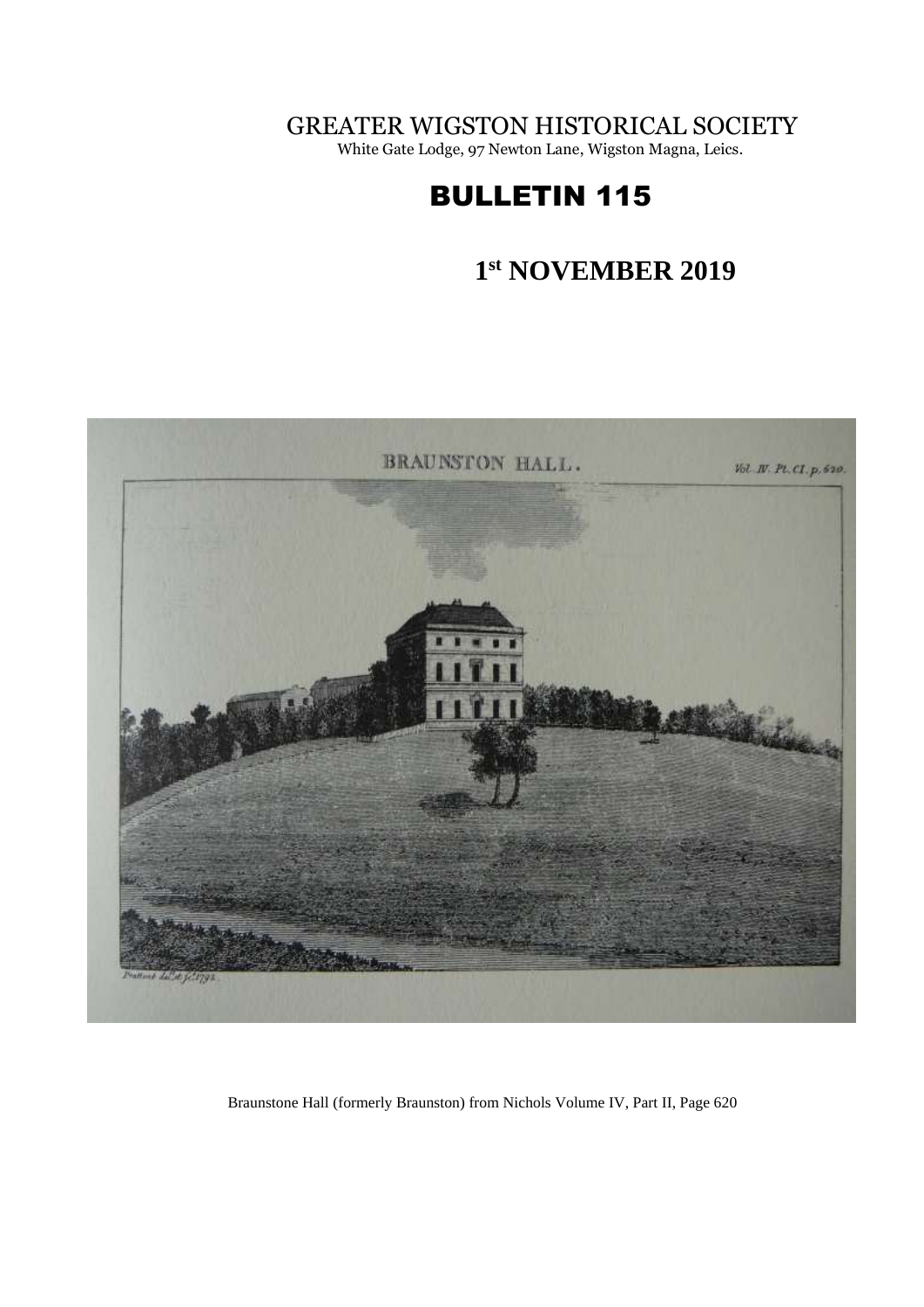# GREATER WIGSTON HISTORICAL SOCIETY

White Gate Lodge, 97 Newton Lane, Wigston Magna, Leics.

# BULLETIN 115

## 1st NOVEMBER 2019

Braunstone Hall (formerly Braunston) from Nichols Volume IV, Part II, Page 620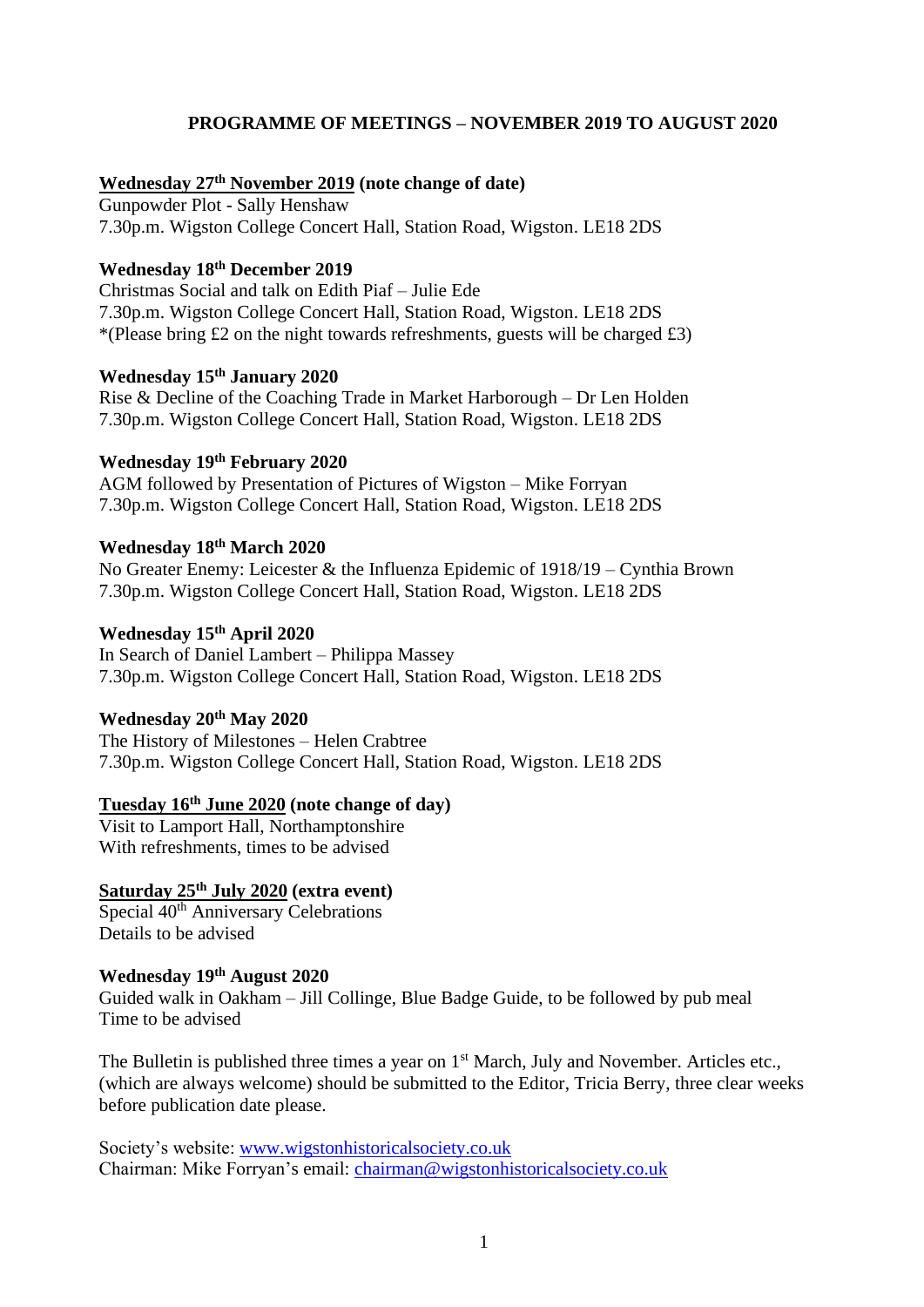# PROGRAMME OF MEETINGS – NOVEMBER 2019 TO AUGUST 2020

**Wednesday 27th November 2019 (note change of date)**
Gunpowder Plot - Sally Henshaw
7.30p.m. Wigston College Concert Hall, Station Road, Wigston. LE18 2DS

**Wednesday 18th December 2019**
Christmas Social and talk on Edith Piaf – Julie Ede
7.30p.m. Wigston College Concert Hall, Station Road, Wigston. LE18 2DS
*(Please bring £2 on the night towards refreshments, guests will be charged £3)

**Wednesday 15th January 2020**
Rise & Decline of the Coaching Trade in Market Harborough – Dr Len Holden
7.30p.m. Wigston College Concert Hall, Station Road, Wigston. LE18 2DS

**Wednesday 19th February 2020**
AGM followed by Presentation of Pictures of Wigston – Mike Forryan
7.30p.m. Wigston College Concert Hall, Station Road, Wigston. LE18 2DS

**Wednesday 18th March 2020**
No Greater Enemy: Leicester & the Influenza Epidemic of 1918/19 – Cynthia Brown
7.30p.m. Wigston College Concert Hall, Station Road, Wigston. LE18 2DS

**Wednesday 15th April 2020**
In Search of Daniel Lambert – Philippa Massey
7.30p.m. Wigston College Concert Hall, Station Road, Wigston. LE18 2DS

**Wednesday 20th May 2020**
The History of Milestones – Helen Crabtree
7.30p.m. Wigston College Concert Hall, Station Road, Wigston. LE18 2DS

**Tuesday 16th June 2020 (note change of day)**
Visit to Lamport Hall, Northamptonshire
With refreshments, times to be advised

**Saturday 25th July 2020 (extra event)**
Special 40th Anniversary Celebrations
Details to be advised

**Wednesday 19th August 2020**
Guided walk in Oakham – Jill Collinge, Blue Badge Guide, to be followed by pub meal
Time to be advised

The Bulletin is published three times a year on 1st March, July and November. Articles etc., (which are always welcome) should be submitted to the Editor, Tricia Berry, three clear weeks before publication date please.

Society's website: www.wigstonhistoricalsociety.co.uk
Chairman: Mike Forryan's email: chairman@wigstonhistoricalsociety.co.uk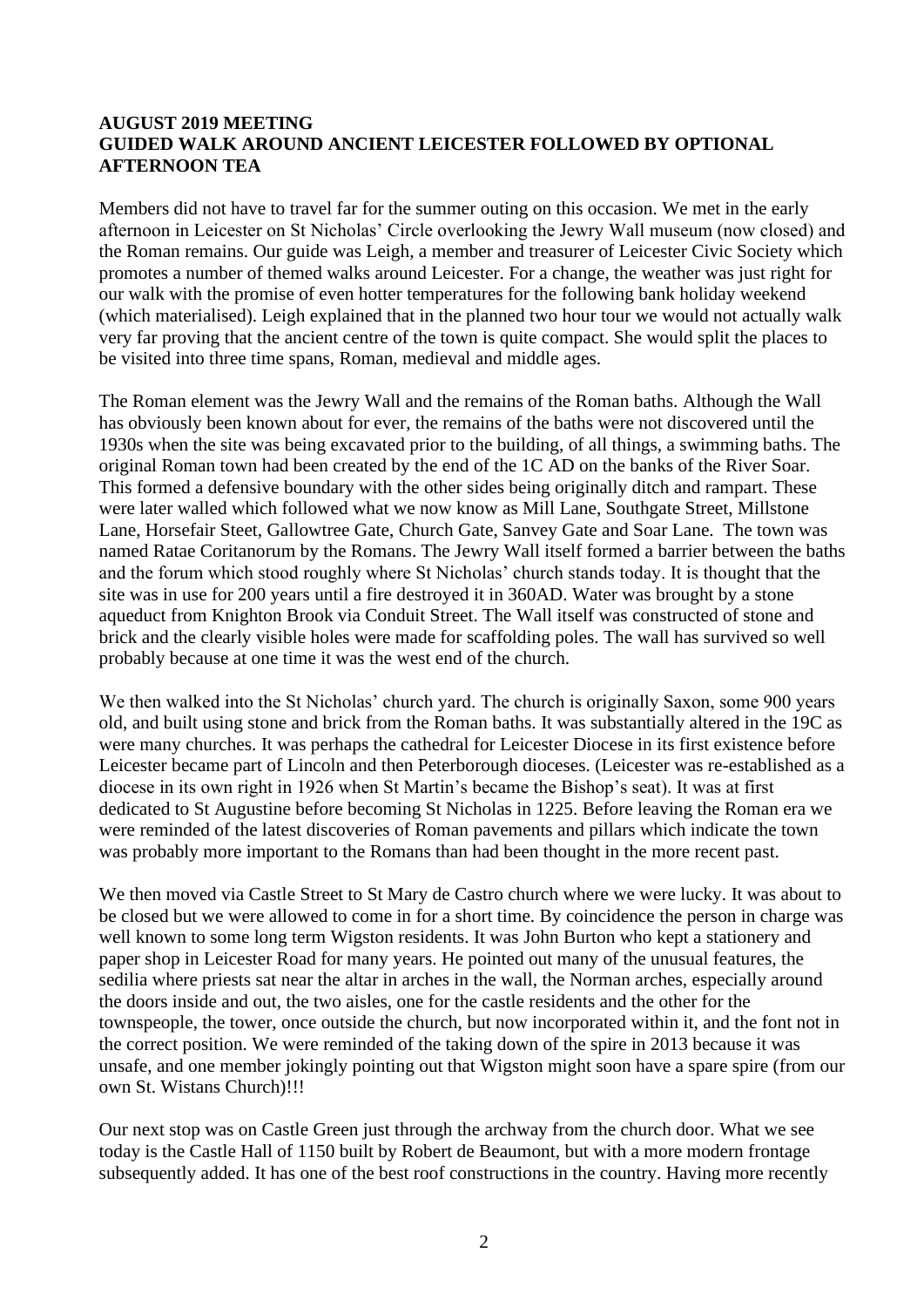**AUGUST 2019 MEETING**
**GUIDED WALK AROUND ANCIENT LEICESTER FOLLOWED BY OPTIONAL AFTERNOON TEA**

Members did not have to travel far for the summer outing on this occasion. We met in the early afternoon in Leicester on St Nicholas' Circle overlooking the Jewry Wall museum (now closed) and the Roman remains. Our guide was Leigh, a member and treasurer of Leicester Civic Society which promotes a number of themed walks around Leicester. For a change, the weather was just right for our walk with the promise of even hotter temperatures for the following bank holiday weekend (which materialised). Leigh explained that in the planned two hour tour we would not actually walk very far proving that the ancient centre of the town is quite compact. She would split the places to be visited into three time spans, Roman, medieval and middle ages.

The Roman element was the Jewry Wall and the remains of the Roman baths. Although the Wall has obviously been known about for ever, the remains of the baths were not discovered until the 1930s when the site was being excavated prior to the building, of all things, a swimming baths. The original Roman town had been created by the end of the 1C AD on the banks of the River Soar. This formed a defensive boundary with the other sides being originally ditch and rampart. These were later walled which followed what we now know as Mill Lane, Southgate Street, Millstone Lane, Horsefair Steet, Gallowtree Gate, Church Gate, Sanvey Gate and Soar Lane. The town was named Ratae Coritanorum by the Romans. The Jewry Wall itself formed a barrier between the baths and the forum which stood roughly where St Nicholas' church stands today. It is thought that the site was in use for 200 years until a fire destroyed it in 360AD. Water was brought by a stone aqueduct from Knighton Brook via Conduit Street. The Wall itself was constructed of stone and brick and the clearly visible holes were made for scaffolding poles. The wall has survived so well probably because at one time it was the west end of the church.

We then walked into the St Nicholas' church yard. The church is originally Saxon, some 900 years old, and built using stone and brick from the Roman baths. It was substantially altered in the 19C as were many churches. It was perhaps the cathedral for Leicester Diocese in its first existence before Leicester became part of Lincoln and then Peterborough dioceses. (Leicester was re-established as a diocese in its own right in 1926 when St Martin's became the Bishop's seat). It was at first dedicated to St Augustine before becoming St Nicholas in 1225. Before leaving the Roman era we were reminded of the latest discoveries of Roman pavements and pillars which indicate the town was probably more important to the Romans than had been thought in the more recent past.

We then moved via Castle Street to St Mary de Castro church where we were lucky. It was about to be closed but we were allowed to come in for a short time. By coincidence the person in charge was well known to some long term Wigston residents. It was John Burton who kept a stationery and paper shop in Leicester Road for many years. He pointed out many of the unusual features, the sedilia where priests sat near the altar in arches in the wall, the Norman arches, especially around the doors inside and out, the two aisles, one for the castle residents and the other for the townspeople, the tower, once outside the church, but now incorporated within it, and the font not in the correct position. We were reminded of the taking down of the spire in 2013 because it was unsafe, and one member jokingly pointing out that Wigston might soon have a spare spire (from our own St. Wistans Church)!!!

Our next stop was on Castle Green just through the archway from the church door. What we see today is the Castle Hall of 1150 built by Robert de Beaumont, but with a more modern frontage subsequently added. It has one of the best roof constructions in the country. Having more recently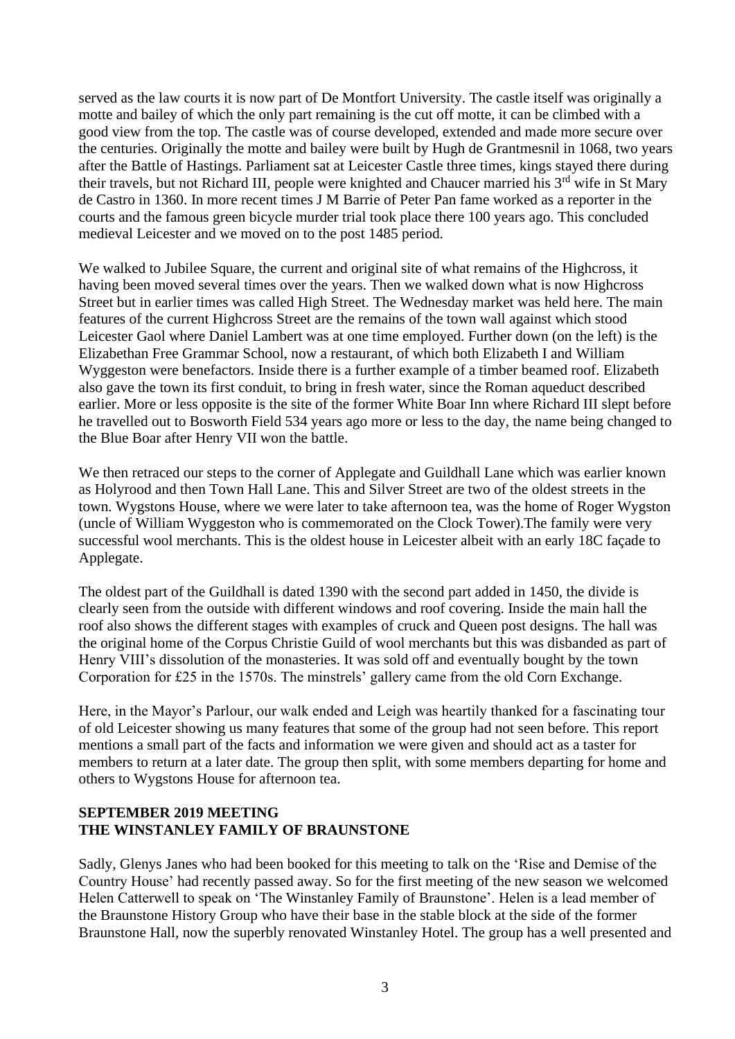served as the law courts it is now part of De Montfort University. The castle itself was originally a motte and bailey of which the only part remaining is the cut off motte, it can be climbed with a good view from the top. The castle was of course developed, extended and made more secure over the centuries. Originally the motte and bailey were built by Hugh de Grantmesnil in 1068, two years after the Battle of Hastings. Parliament sat at Leicester Castle three times, kings stayed there during their travels, but not Richard III, people were knighted and Chaucer married his 3rd wife in St Mary de Castro in 1360. In more recent times J M Barrie of Peter Pan fame worked as a reporter in the courts and the famous green bicycle murder trial took place there 100 years ago. This concluded medieval Leicester and we moved on to the post 1485 period.

We walked to Jubilee Square, the current and original site of what remains of the Highcross, it having been moved several times over the years. Then we walked down what is now Highcross Street but in earlier times was called High Street. The Wednesday market was held here. The main features of the current Highcross Street are the remains of the town wall against which stood Leicester Gaol where Daniel Lambert was at one time employed. Further down (on the left) is the Elizabethan Free Grammar School, now a restaurant, of which both Elizabeth I and William Wyggeston were benefactors. Inside there is a further example of a timber beamed roof. Elizabeth also gave the town its first conduit, to bring in fresh water, since the Roman aqueduct described earlier. More or less opposite is the site of the former White Boar Inn where Richard III slept before he travelled out to Bosworth Field 534 years ago more or less to the day, the name being changed to the Blue Boar after Henry VII won the battle.

We then retraced our steps to the corner of Applegate and Guildhall Lane which was earlier known as Holyrood and then Town Hall Lane. This and Silver Street are two of the oldest streets in the town. Wygstons House, where we were later to take afternoon tea, was the home of Roger Wygston (uncle of William Wyggeston who is commemorated on the Clock Tower).The family were very successful wool merchants. This is the oldest house in Leicester albeit with an early 18C façade to Applegate.

The oldest part of the Guildhall is dated 1390 with the second part added in 1450, the divide is clearly seen from the outside with different windows and roof covering. Inside the main hall the roof also shows the different stages with examples of cruck and Queen post designs. The hall was the original home of the Corpus Christie Guild of wool merchants but this was disbanded as part of Henry VIII's dissolution of the monasteries. It was sold off and eventually bought by the town Corporation for £25 in the 1570s. The minstrels' gallery came from the old Corn Exchange.

Here, in the Mayor's Parlour, our walk ended and Leigh was heartily thanked for a fascinating tour of old Leicester showing us many features that some of the group had not seen before. This report mentions a small part of the facts and information we were given and should act as a taster for members to return at a later date. The group then split, with some members departing for home and others to Wygstons House for afternoon tea.

## SEPTEMBER 2019 MEETING
## THE WINSTANLEY FAMILY OF BRAUNSTONE

Sadly, Glenys Janes who had been booked for this meeting to talk on the 'Rise and Demise of the Country House' had recently passed away. So for the first meeting of the new season we welcomed Helen Catterwell to speak on 'The Winstanley Family of Braunstone'. Helen is a lead member of the Braunstone History Group who have their base in the stable block at the side of the former Braunstone Hall, now the superbly renovated Winstanley Hotel. The group has a well presented and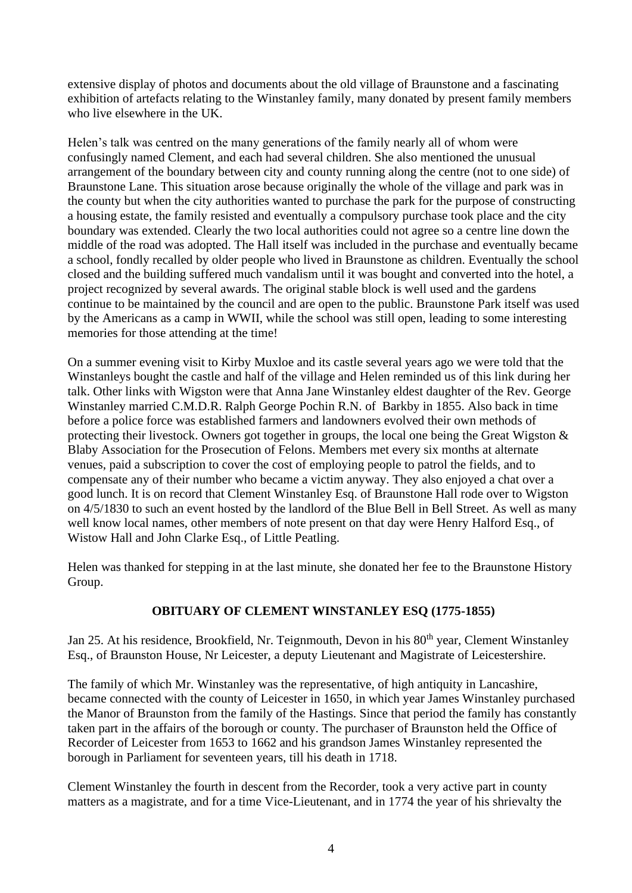extensive display of photos and documents about the old village of Braunstone and a fascinating exhibition of artefacts relating to the Winstanley family, many donated by present family members who live elsewhere in the UK.

Helen's talk was centred on the many generations of the family nearly all of whom were confusingly named Clement, and each had several children. She also mentioned the unusual arrangement of the boundary between city and county running along the centre (not to one side) of Braunstone Lane. This situation arose because originally the whole of the village and park was in the county but when the city authorities wanted to purchase the park for the purpose of constructing a housing estate, the family resisted and eventually a compulsory purchase took place and the city boundary was extended. Clearly the two local authorities could not agree so a centre line down the middle of the road was adopted. The Hall itself was included in the purchase and eventually became a school, fondly recalled by older people who lived in Braunstone as children. Eventually the school closed and the building suffered much vandalism until it was bought and converted into the hotel, a project recognized by several awards. The original stable block is well used and the gardens continue to be maintained by the council and are open to the public. Braunstone Park itself was used by the Americans as a camp in WWII, while the school was still open, leading to some interesting memories for those attending at the time!

On a summer evening visit to Kirby Muxloe and its castle several years ago we were told that the Winstanleys bought the castle and half of the village and Helen reminded us of this link during her talk. Other links with Wigston were that Anna Jane Winstanley eldest daughter of the Rev. George Winstanley married C.M.D.R. Ralph George Pochin R.N. of Barkby in 1855. Also back in time before a police force was established farmers and landowners evolved their own methods of protecting their livestock. Owners got together in groups, the local one being the Great Wigston & Blaby Association for the Prosecution of Felons. Members met every six months at alternate venues, paid a subscription to cover the cost of employing people to patrol the fields, and to compensate any of their number who became a victim anyway. They also enjoyed a chat over a good lunch. It is on record that Clement Winstanley Esq. of Braunstone Hall rode over to Wigston on 4/5/1830 to such an event hosted by the landlord of the Blue Bell in Bell Street. As well as many well know local names, other members of note present on that day were Henry Halford Esq., of Wistow Hall and John Clarke Esq., of Little Peatling.

Helen was thanked for stepping in at the last minute, she donated her fee to the Braunstone History Group.

## OBITUARY OF CLEMENT WINSTANLEY ESQ (1775-1855)

Jan 25. At his residence, Brookfield, Nr. Teignmouth, Devon in his 80th year, Clement Winstanley Esq., of Braunston House, Nr Leicester, a deputy Lieutenant and Magistrate of Leicestershire.

The family of which Mr. Winstanley was the representative, of high antiquity in Lancashire, became connected with the county of Leicester in 1650, in which year James Winstanley purchased the Manor of Braunston from the family of the Hastings. Since that period the family has constantly taken part in the affairs of the borough or county. The purchaser of Braunston held the Office of Recorder of Leicester from 1653 to 1662 and his grandson James Winstanley represented the borough in Parliament for seventeen years, till his death in 1718.

Clement Winstanley the fourth in descent from the Recorder, took a very active part in county matters as a magistrate, and for a time Vice-Lieutenant, and in 1774 the year of his shrievalty the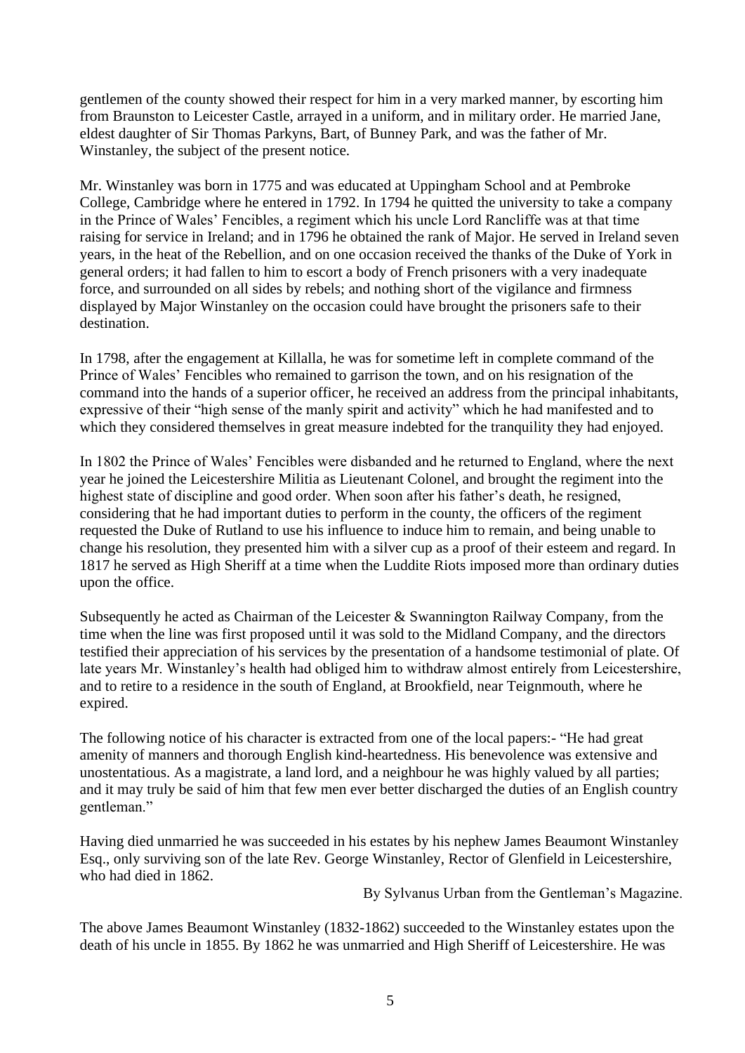gentlemen of the county showed their respect for him in a very marked manner, by escorting him from Braunston to Leicester Castle, arrayed in a uniform, and in military order. He married Jane, eldest daughter of Sir Thomas Parkyns, Bart, of Bunney Park, and was the father of Mr. Winstanley, the subject of the present notice.

Mr. Winstanley was born in 1775 and was educated at Uppingham School and at Pembroke College, Cambridge where he entered in 1792. In 1794 he quitted the university to take a company in the Prince of Wales' Fencibles, a regiment which his uncle Lord Rancliffe was at that time raising for service in Ireland; and in 1796 he obtained the rank of Major. He served in Ireland seven years, in the heat of the Rebellion, and on one occasion received the thanks of the Duke of York in general orders; it had fallen to him to escort a body of French prisoners with a very inadequate force, and surrounded on all sides by rebels; and nothing short of the vigilance and firmness displayed by Major Winstanley on the occasion could have brought the prisoners safe to their destination.

In 1798, after the engagement at Killalla, he was for sometime left in complete command of the Prince of Wales' Fencibles who remained to garrison the town, and on his resignation of the command into the hands of a superior officer, he received an address from the principal inhabitants, expressive of their "high sense of the manly spirit and activity" which he had manifested and to which they considered themselves in great measure indebted for the tranquility they had enjoyed.

In 1802 the Prince of Wales' Fencibles were disbanded and he returned to England, where the next year he joined the Leicestershire Militia as Lieutenant Colonel, and brought the regiment into the highest state of discipline and good order. When soon after his father's death, he resigned, considering that he had important duties to perform in the county, the officers of the regiment requested the Duke of Rutland to use his influence to induce him to remain, and being unable to change his resolution, they presented him with a silver cup as a proof of their esteem and regard. In 1817 he served as High Sheriff at a time when the Luddite Riots imposed more than ordinary duties upon the office.

Subsequently he acted as Chairman of the Leicester & Swannington Railway Company, from the time when the line was first proposed until it was sold to the Midland Company, and the directors testified their appreciation of his services by the presentation of a handsome testimonial of plate. Of late years Mr. Winstanley's health had obliged him to withdraw almost entirely from Leicestershire, and to retire to a residence in the south of England, at Brookfield, near Teignmouth, where he expired.

The following notice of his character is extracted from one of the local papers:- "He had great amenity of manners and thorough English kind-heartedness. His benevolence was extensive and unostentatious. As a magistrate, a land lord, and a neighbour he was highly valued by all parties; and it may truly be said of him that few men ever better discharged the duties of an English country gentleman."

Having died unmarried he was succeeded in his estates by his nephew James Beaumont Winstanley Esq., only surviving son of the late Rev. George Winstanley, Rector of Glenfield in Leicestershire, who had died in 1862.

By Sylvanus Urban from the Gentleman's Magazine.

The above James Beaumont Winstanley (1832-1862) succeeded to the Winstanley estates upon the death of his uncle in 1855. By 1862 he was unmarried and High Sheriff of Leicestershire. He was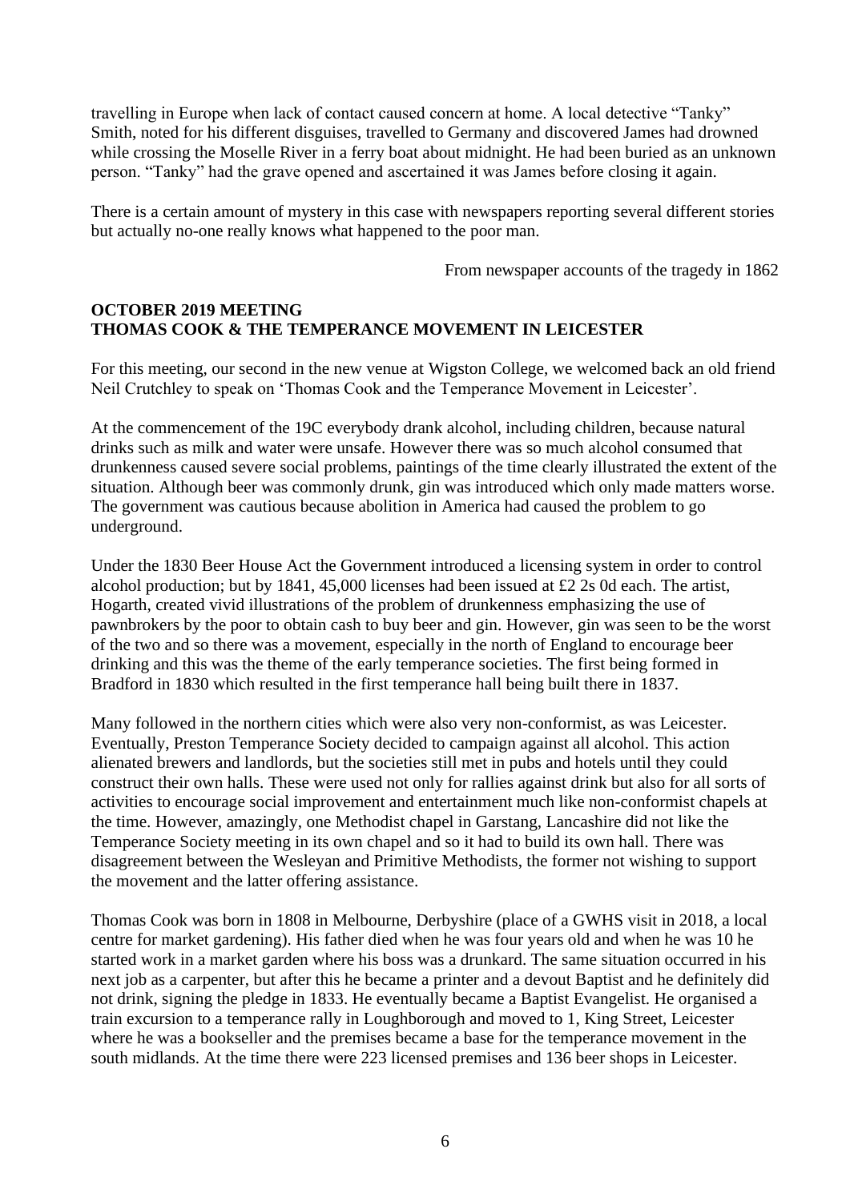travelling in Europe when lack of contact caused concern at home. A local detective "Tanky" Smith, noted for his different disguises, travelled to Germany and discovered James had drowned while crossing the Moselle River in a ferry boat about midnight. He had been buried as an unknown person. "Tanky" had the grave opened and ascertained it was James before closing it again.

There is a certain amount of mystery in this case with newspapers reporting several different stories but actually no-one really knows what happened to the poor man.

From newspaper accounts of the tragedy in 1862

**OCTOBER 2019 MEETING**
**THOMAS COOK & THE TEMPERANCE MOVEMENT IN LEICESTER**

For this meeting, our second in the new venue at Wigston College, we welcomed back an old friend Neil Crutchley to speak on 'Thomas Cook and the Temperance Movement in Leicester'.

At the commencement of the 19C everybody drank alcohol, including children, because natural drinks such as milk and water were unsafe. However there was so much alcohol consumed that drunkenness caused severe social problems, paintings of the time clearly illustrated the extent of the situation. Although beer was commonly drunk, gin was introduced which only made matters worse. The government was cautious because abolition in America had caused the problem to go underground.

Under the 1830 Beer House Act the Government introduced a licensing system in order to control alcohol production; but by 1841, 45,000 licenses had been issued at £2 2s 0d each. The artist, Hogarth, created vivid illustrations of the problem of drunkenness emphasizing the use of pawnbrokers by the poor to obtain cash to buy beer and gin. However, gin was seen to be the worst of the two and so there was a movement, especially in the north of England to encourage beer drinking and this was the theme of the early temperance societies. The first being formed in Bradford in 1830 which resulted in the first temperance hall being built there in 1837.

Many followed in the northern cities which were also very non-conformist, as was Leicester. Eventually, Preston Temperance Society decided to campaign against all alcohol. This action alienated brewers and landlords, but the societies still met in pubs and hotels until they could construct their own halls. These were used not only for rallies against drink but also for all sorts of activities to encourage social improvement and entertainment much like non-conformist chapels at the time. However, amazingly, one Methodist chapel in Garstang, Lancashire did not like the Temperance Society meeting in its own chapel and so it had to build its own hall. There was disagreement between the Wesleyan and Primitive Methodists, the former not wishing to support the movement and the latter offering assistance.

Thomas Cook was born in 1808 in Melbourne, Derbyshire (place of a GWHS visit in 2018, a local centre for market gardening). His father died when he was four years old and when he was 10 he started work in a market garden where his boss was a drunkard. The same situation occurred in his next job as a carpenter, but after this he became a printer and a devout Baptist and he definitely did not drink, signing the pledge in 1833. He eventually became a Baptist Evangelist. He organised a train excursion to a temperance rally in Loughborough and moved to 1, King Street, Leicester where he was a bookseller and the premises became a base for the temperance movement in the south midlands. At the time there were 223 licensed premises and 136 beer shops in Leicester.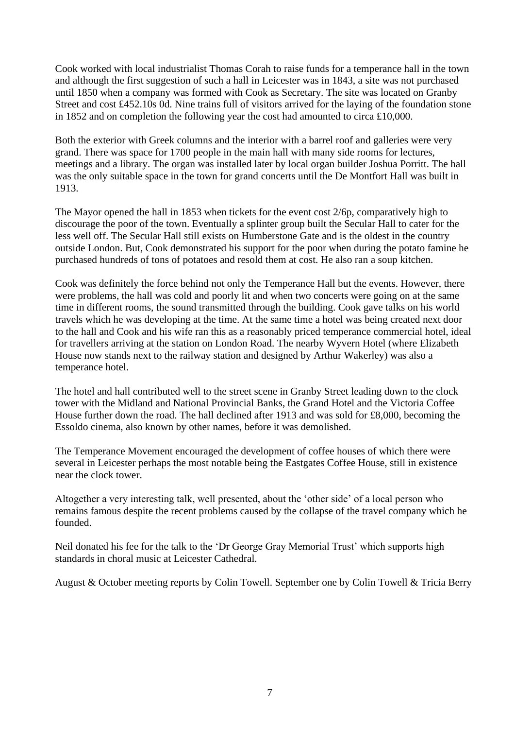Cook worked with local industrialist Thomas Corah to raise funds for a temperance hall in the town and although the first suggestion of such a hall in Leicester was in 1843, a site was not purchased until 1850 when a company was formed with Cook as Secretary. The site was located on Granby Street and cost £452.10s 0d. Nine trains full of visitors arrived for the laying of the foundation stone in 1852 and on completion the following year the cost had amounted to circa £10,000.

Both the exterior with Greek columns and the interior with a barrel roof and galleries were very grand. There was space for 1700 people in the main hall with many side rooms for lectures, meetings and a library. The organ was installed later by local organ builder Joshua Porritt. The hall was the only suitable space in the town for grand concerts until the De Montfort Hall was built in 1913.

The Mayor opened the hall in 1853 when tickets for the event cost 2/6p, comparatively high to discourage the poor of the town. Eventually a splinter group built the Secular Hall to cater for the less well off. The Secular Hall still exists on Humberstone Gate and is the oldest in the country outside London. But, Cook demonstrated his support for the poor when during the potato famine he purchased hundreds of tons of potatoes and resold them at cost. He also ran a soup kitchen.

Cook was definitely the force behind not only the Temperance Hall but the events. However, there were problems, the hall was cold and poorly lit and when two concerts were going on at the same time in different rooms, the sound transmitted through the building. Cook gave talks on his world travels which he was developing at the time. At the same time a hotel was being created next door to the hall and Cook and his wife ran this as a reasonably priced temperance commercial hotel, ideal for travellers arriving at the station on London Road. The nearby Wyvern Hotel (where Elizabeth House now stands next to the railway station and designed by Arthur Wakerley) was also a temperance hotel.

The hotel and hall contributed well to the street scene in Granby Street leading down to the clock tower with the Midland and National Provincial Banks, the Grand Hotel and the Victoria Coffee House further down the road. The hall declined after 1913 and was sold for £8,000, becoming the Essoldo cinema, also known by other names, before it was demolished.

The Temperance Movement encouraged the development of coffee houses of which there were several in Leicester perhaps the most notable being the Eastgates Coffee House, still in existence near the clock tower.

Altogether a very interesting talk, well presented, about the 'other side' of a local person who remains famous despite the recent problems caused by the collapse of the travel company which he founded.

Neil donated his fee for the talk to the 'Dr George Gray Memorial Trust' which supports high standards in choral music at Leicester Cathedral.

August & October meeting reports by Colin Towell. September one by Colin Towell & Tricia Berry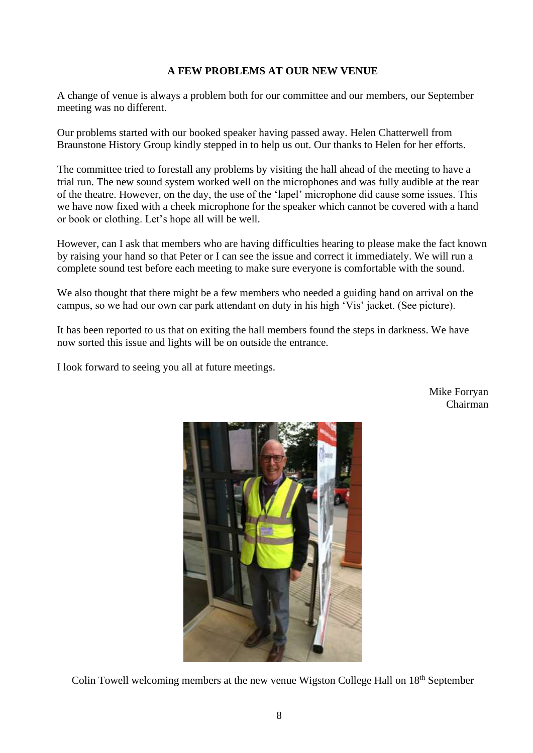## A FEW PROBLEMS AT OUR NEW VENUE

A change of venue is always a problem both for our committee and our members, our September meeting was no different.

Our problems started with our booked speaker having passed away. Helen Chatterwell from Braunstone History Group kindly stepped in to help us out. Our thanks to Helen for her efforts.

The committee tried to forestall any problems by visiting the hall ahead of the meeting to have a trial run. The new sound system worked well on the microphones and was fully audible at the rear of the theatre. However, on the day, the use of the 'lapel' microphone did cause some issues. This we have now fixed with a cheek microphone for the speaker which cannot be covered with a hand or book or clothing. Let's hope all will be well.

However, can I ask that members who are having difficulties hearing to please make the fact known by raising your hand so that Peter or I can see the issue and correct it immediately. We will run a complete sound test before each meeting to make sure everyone is comfortable with the sound.

We also thought that there might be a few members who needed a guiding hand on arrival on the campus, so we had our own car park attendant on duty in his high 'Vis' jacket. (See picture).

It has been reported to us that on exiting the hall members found the steps in darkness. We have now sorted this issue and lights will be on outside the entrance.

I look forward to seeing you all at future meetings.

Mike Forryan
Chairman

Colin Towell welcoming members at the new venue Wigston College Hall on 18th September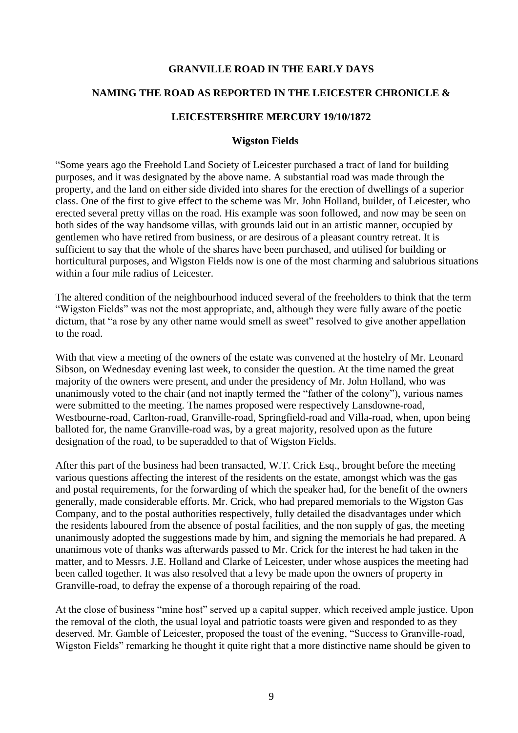**GRANVILLE ROAD IN THE EARLY DAYS**

**NAMING THE ROAD AS REPORTED IN THE LEICESTER CHRONICLE &**

**LEICESTERSHIRE MERCURY 19/10/1872**

**Wigston Fields**

"Some years ago the Freehold Land Society of Leicester purchased a tract of land for building purposes, and it was designated by the above name. A substantial road was made through the property, and the land on either side divided into shares for the erection of dwellings of a superior class. One of the first to give effect to the scheme was Mr. John Holland, builder, of Leicester, who erected several pretty villas on the road. His example was soon followed, and now may be seen on both sides of the way handsome villas, with grounds laid out in an artistic manner, occupied by gentlemen who have retired from business, or are desirous of a pleasant country retreat. It is sufficient to say that the whole of the shares have been purchased, and utilised for building or horticultural purposes, and Wigston Fields now is one of the most charming and salubrious situations within a four mile radius of Leicester.

The altered condition of the neighbourhood induced several of the freeholders to think that the term "Wigston Fields" was not the most appropriate, and, although they were fully aware of the poetic dictum, that "a rose by any other name would smell as sweet" resolved to give another appellation to the road.

With that view a meeting of the owners of the estate was convened at the hostelry of Mr. Leonard Sibson, on Wednesday evening last week, to consider the question. At the time named the great majority of the owners were present, and under the presidency of Mr. John Holland, who was unanimously voted to the chair (and not inaptly termed the "father of the colony"), various names were submitted to the meeting. The names proposed were respectively Lansdowne-road, Westbourne-road, Carlton-road, Granville-road, Springfield-road and Villa-road, when, upon being balloted for, the name Granville-road was, by a great majority, resolved upon as the future designation of the road, to be superadded to that of Wigston Fields.

After this part of the business had been transacted, W.T. Crick Esq., brought before the meeting various questions affecting the interest of the residents on the estate, amongst which was the gas and postal requirements, for the forwarding of which the speaker had, for the benefit of the owners generally, made considerable efforts. Mr. Crick, who had prepared memorials to the Wigston Gas Company, and to the postal authorities respectively, fully detailed the disadvantages under which the residents laboured from the absence of postal facilities, and the non supply of gas, the meeting unanimously adopted the suggestions made by him, and signing the memorials he had prepared. A unanimous vote of thanks was afterwards passed to Mr. Crick for the interest he had taken in the matter, and to Messrs. J.E. Holland and Clarke of Leicester, under whose auspices the meeting had been called together. It was also resolved that a levy be made upon the owners of property in Granville-road, to defray the expense of a thorough repairing of the road.

At the close of business "mine host" served up a capital supper, which received ample justice. Upon the removal of the cloth, the usual loyal and patriotic toasts were given and responded to as they deserved. Mr. Gamble of Leicester, proposed the toast of the evening, "Success to Granville-road, Wigston Fields" remarking he thought it quite right that a more distinctive name should be given to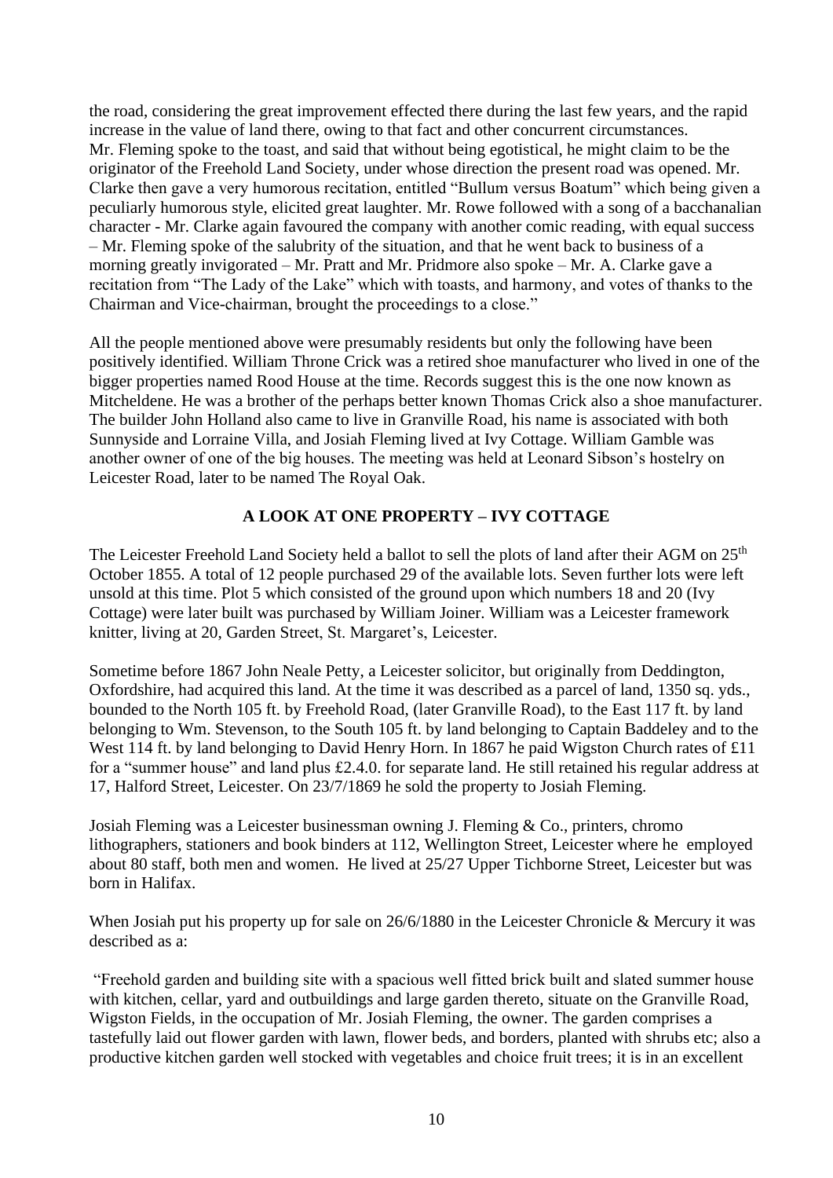the road, considering the great improvement effected there during the last few years, and the rapid increase in the value of land there, owing to that fact and other concurrent circumstances. Mr. Fleming spoke to the toast, and said that without being egotistical, he might claim to be the originator of the Freehold Land Society, under whose direction the present road was opened. Mr. Clarke then gave a very humorous recitation, entitled "Bullum versus Boatum" which being given a peculiarly humorous style, elicited great laughter. Mr. Rowe followed with a song of a bacchanalian character - Mr. Clarke again favoured the company with another comic reading, with equal success – Mr. Fleming spoke of the salubrity of the situation, and that he went back to business of a morning greatly invigorated – Mr. Pratt and Mr. Pridmore also spoke – Mr. A. Clarke gave a recitation from "The Lady of the Lake" which with toasts, and harmony, and votes of thanks to the Chairman and Vice-chairman, brought the proceedings to a close."

All the people mentioned above were presumably residents but only the following have been positively identified. William Throne Crick was a retired shoe manufacturer who lived in one of the bigger properties named Rood House at the time. Records suggest this is the one now known as Mitcheldene. He was a brother of the perhaps better known Thomas Crick also a shoe manufacturer. The builder John Holland also came to live in Granville Road, his name is associated with both Sunnyside and Lorraine Villa, and Josiah Fleming lived at Ivy Cottage. William Gamble was another owner of one of the big houses. The meeting was held at Leonard Sibson's hostelry on Leicester Road, later to be named The Royal Oak.

## A LOOK AT ONE PROPERTY – IVY COTTAGE

The Leicester Freehold Land Society held a ballot to sell the plots of land after their AGM on 25th October 1855. A total of 12 people purchased 29 of the available lots. Seven further lots were left unsold at this time. Plot 5 which consisted of the ground upon which numbers 18 and 20 (Ivy Cottage) were later built was purchased by William Joiner. William was a Leicester framework knitter, living at 20, Garden Street, St. Margaret's, Leicester.

Sometime before 1867 John Neale Petty, a Leicester solicitor, but originally from Deddington, Oxfordshire, had acquired this land. At the time it was described as a parcel of land, 1350 sq. yds., bounded to the North 105 ft. by Freehold Road, (later Granville Road), to the East 117 ft. by land belonging to Wm. Stevenson, to the South 105 ft. by land belonging to Captain Baddeley and to the West 114 ft. by land belonging to David Henry Horn. In 1867 he paid Wigston Church rates of £11 for a "summer house" and land plus £2.4.0. for separate land. He still retained his regular address at 17, Halford Street, Leicester. On 23/7/1869 he sold the property to Josiah Fleming.

Josiah Fleming was a Leicester businessman owning J. Fleming & Co., printers, chromo lithographers, stationers and book binders at 112, Wellington Street, Leicester where he employed about 80 staff, both men and women. He lived at 25/27 Upper Tichborne Street, Leicester but was born in Halifax.

When Josiah put his property up for sale on 26/6/1880 in the Leicester Chronicle & Mercury it was described as a:

"Freehold garden and building site with a spacious well fitted brick built and slated summer house with kitchen, cellar, yard and outbuildings and large garden thereto, situate on the Granville Road, Wigston Fields, in the occupation of Mr. Josiah Fleming, the owner. The garden comprises a tastefully laid out flower garden with lawn, flower beds, and borders, planted with shrubs etc; also a productive kitchen garden well stocked with vegetables and choice fruit trees; it is in an excellent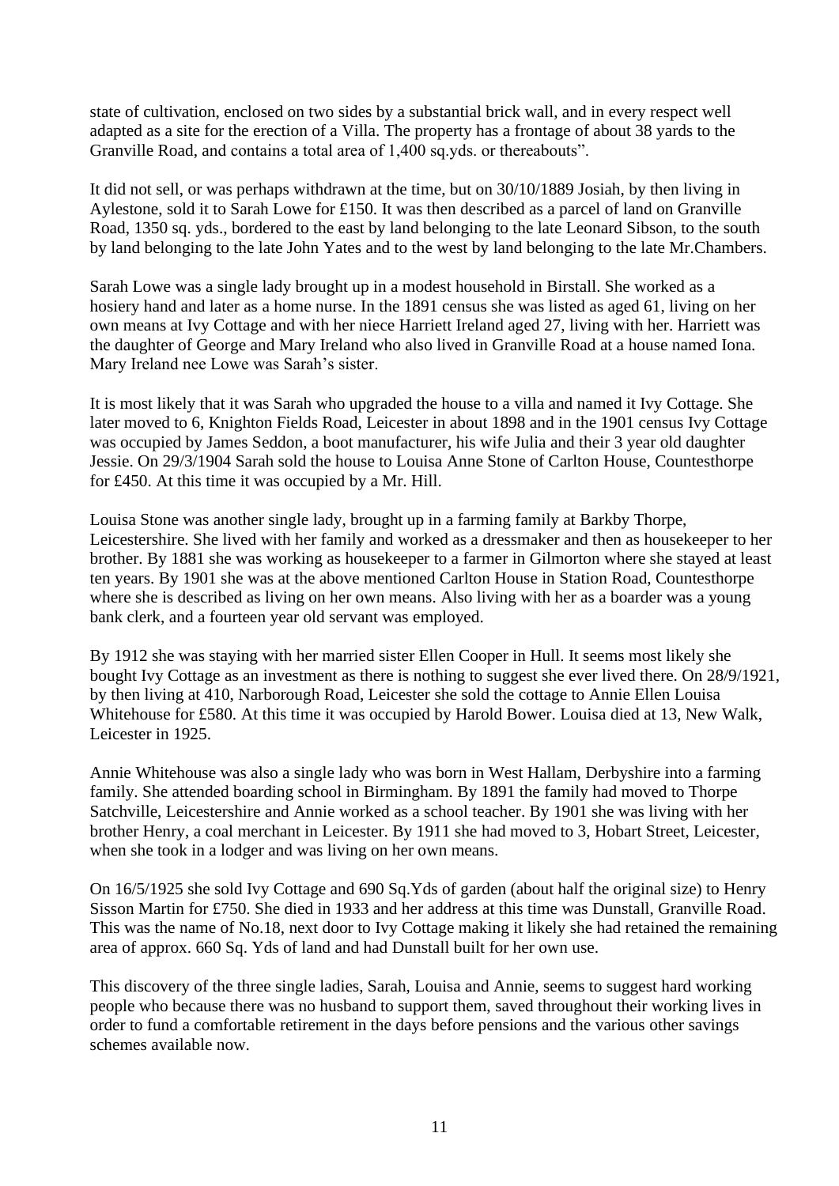state of cultivation, enclosed on two sides by a substantial brick wall, and in every respect well adapted as a site for the erection of a Villa. The property has a frontage of about 38 yards to the Granville Road, and contains a total area of 1,400 sq.yds. or thereabouts".

It did not sell, or was perhaps withdrawn at the time, but on 30/10/1889 Josiah, by then living in Aylestone, sold it to Sarah Lowe for £150. It was then described as a parcel of land on Granville Road, 1350 sq. yds., bordered to the east by land belonging to the late Leonard Sibson, to the south by land belonging to the late John Yates and to the west by land belonging to the late Mr.Chambers.

Sarah Lowe was a single lady brought up in a modest household in Birstall. She worked as a hosiery hand and later as a home nurse. In the 1891 census she was listed as aged 61, living on her own means at Ivy Cottage and with her niece Harriett Ireland aged 27, living with her. Harriett was the daughter of George and Mary Ireland who also lived in Granville Road at a house named Iona. Mary Ireland nee Lowe was Sarah's sister.

It is most likely that it was Sarah who upgraded the house to a villa and named it Ivy Cottage. She later moved to 6, Knighton Fields Road, Leicester in about 1898 and in the 1901 census Ivy Cottage was occupied by James Seddon, a boot manufacturer, his wife Julia and their 3 year old daughter Jessie. On 29/3/1904 Sarah sold the house to Louisa Anne Stone of Carlton House, Countesthorpe for £450. At this time it was occupied by a Mr. Hill.

Louisa Stone was another single lady, brought up in a farming family at Barkby Thorpe, Leicestershire. She lived with her family and worked as a dressmaker and then as housekeeper to her brother. By 1881 she was working as housekeeper to a farmer in Gilmorton where she stayed at least ten years. By 1901 she was at the above mentioned Carlton House in Station Road, Countesthorpe where she is described as living on her own means. Also living with her as a boarder was a young bank clerk, and a fourteen year old servant was employed.

By 1912 she was staying with her married sister Ellen Cooper in Hull. It seems most likely she bought Ivy Cottage as an investment as there is nothing to suggest she ever lived there. On 28/9/1921, by then living at 410, Narborough Road, Leicester she sold the cottage to Annie Ellen Louisa Whitehouse for £580. At this time it was occupied by Harold Bower. Louisa died at 13, New Walk, Leicester in 1925.

Annie Whitehouse was also a single lady who was born in West Hallam, Derbyshire into a farming family. She attended boarding school in Birmingham. By 1891 the family had moved to Thorpe Satchville, Leicestershire and Annie worked as a school teacher. By 1901 she was living with her brother Henry, a coal merchant in Leicester. By 1911 she had moved to 3, Hobart Street, Leicester, when she took in a lodger and was living on her own means.

On 16/5/1925 she sold Ivy Cottage and 690 Sq.Yds of garden (about half the original size) to Henry Sisson Martin for £750. She died in 1933 and her address at this time was Dunstall, Granville Road. This was the name of No.18, next door to Ivy Cottage making it likely she had retained the remaining area of approx. 660 Sq. Yds of land and had Dunstall built for her own use.

This discovery of the three single ladies, Sarah, Louisa and Annie, seems to suggest hard working people who because there was no husband to support them, saved throughout their working lives in order to fund a comfortable retirement in the days before pensions and the various other savings schemes available now.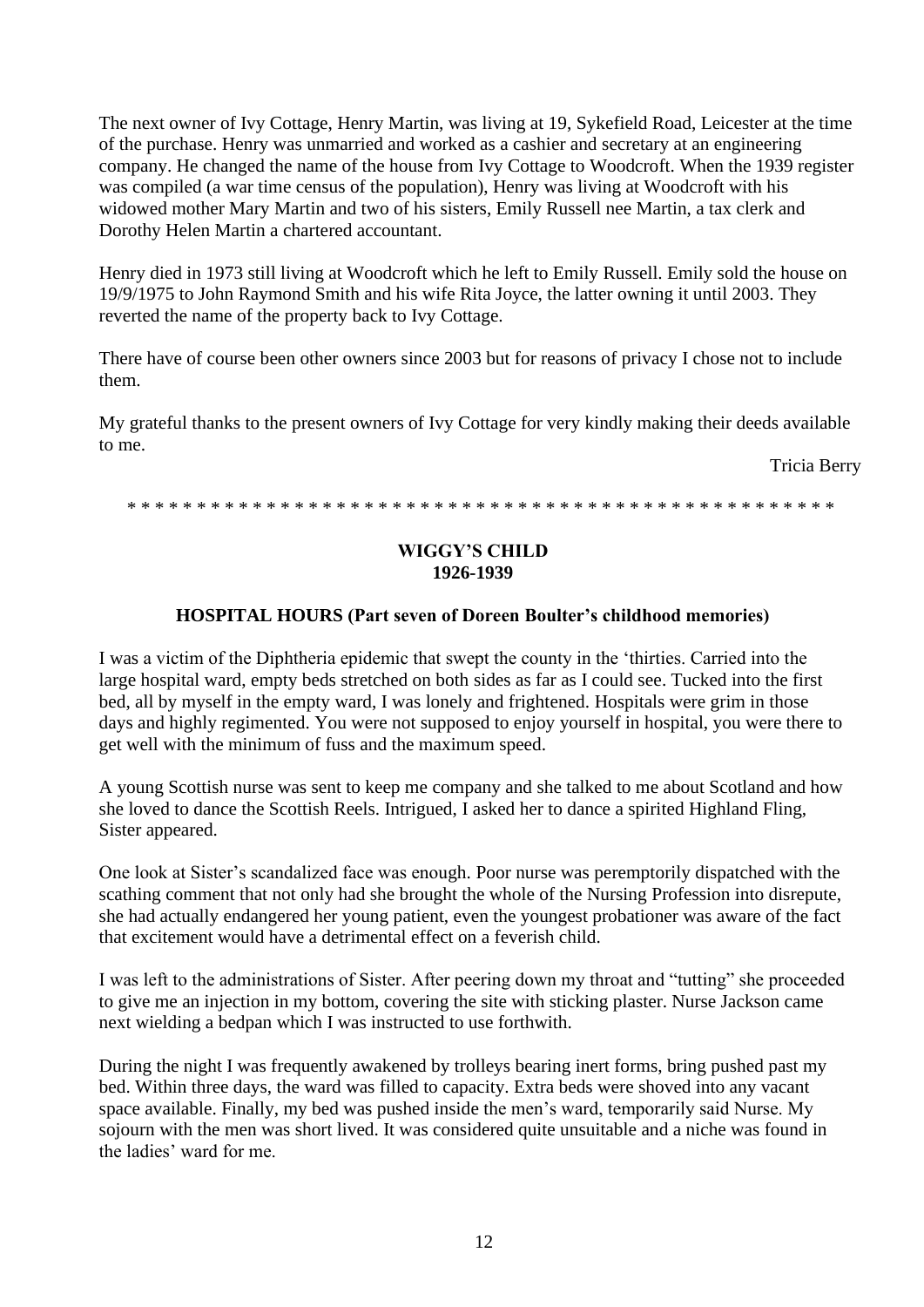The next owner of Ivy Cottage, Henry Martin, was living at 19, Sykefield Road, Leicester at the time of the purchase. Henry was unmarried and worked as a cashier and secretary at an engineering company. He changed the name of the house from Ivy Cottage to Woodcroft. When the 1939 register was compiled (a war time census of the population), Henry was living at Woodcroft with his widowed mother Mary Martin and two of his sisters, Emily Russell nee Martin, a tax clerk and Dorothy Helen Martin a chartered accountant.

Henry died in 1973 still living at Woodcroft which he left to Emily Russell. Emily sold the house on 19/9/1975 to John Raymond Smith and his wife Rita Joyce, the latter owning it until 2003. They reverted the name of the property back to Ivy Cottage.

There have of course been other owners since 2003 but for reasons of privacy I chose not to include them.

My grateful thanks to the present owners of Ivy Cottage for very kindly making their deeds available to me.

Tricia Berry

* * * * * * * * * * * * * * * * * * * * * * * * * * * * * * * * * * * * * * * * * * * * * * * * * * *

## WIGGY'S CHILD
## 1926-1939

### HOSPITAL HOURS (Part seven of Doreen Boulter's childhood memories)

I was a victim of the Diphtheria epidemic that swept the county in the 'thirties. Carried into the large hospital ward, empty beds stretched on both sides as far as I could see. Tucked into the first bed, all by myself in the empty ward, I was lonely and frightened. Hospitals were grim in those days and highly regimented. You were not supposed to enjoy yourself in hospital, you were there to get well with the minimum of fuss and the maximum speed.

A young Scottish nurse was sent to keep me company and she talked to me about Scotland and how she loved to dance the Scottish Reels. Intrigued, I asked her to dance a spirited Highland Fling, Sister appeared.

One look at Sister's scandalized face was enough. Poor nurse was peremptorily dispatched with the scathing comment that not only had she brought the whole of the Nursing Profession into disrepute, she had actually endangered her young patient, even the youngest probationer was aware of the fact that excitement would have a detrimental effect on a feverish child.

I was left to the administrations of Sister. After peering down my throat and "tutting" she proceeded to give me an injection in my bottom, covering the site with sticking plaster. Nurse Jackson came next wielding a bedpan which I was instructed to use forthwith.

During the night I was frequently awakened by trolleys bearing inert forms, bring pushed past my bed. Within three days, the ward was filled to capacity. Extra beds were shoved into any vacant space available. Finally, my bed was pushed inside the men's ward, temporarily said Nurse. My sojourn with the men was short lived. It was considered quite unsuitable and a niche was found in the ladies' ward for me.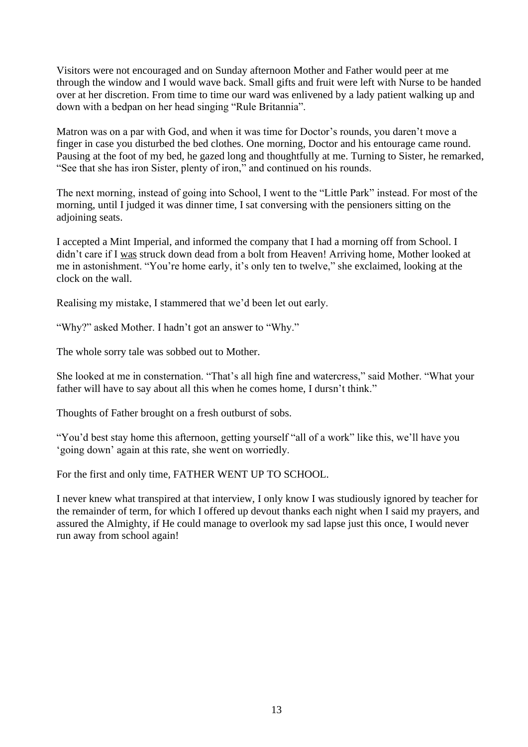Visitors were not encouraged and on Sunday afternoon Mother and Father would peer at me through the window and I would wave back. Small gifts and fruit were left with Nurse to be handed over at her discretion. From time to time our ward was enlivened by a lady patient walking up and down with a bedpan on her head singing "Rule Britannia".

Matron was on a par with God, and when it was time for Doctor's rounds, you daren't move a finger in case you disturbed the bed clothes. One morning, Doctor and his entourage came round. Pausing at the foot of my bed, he gazed long and thoughtfully at me. Turning to Sister, he remarked, "See that she has iron Sister, plenty of iron," and continued on his rounds.

The next morning, instead of going into School, I went to the "Little Park" instead. For most of the morning, until I judged it was dinner time, I sat conversing with the pensioners sitting on the adjoining seats.

I accepted a Mint Imperial, and informed the company that I had a morning off from School. I didn't care if I <u>was</u> struck down dead from a bolt from Heaven! Arriving home, Mother looked at me in astonishment. "You're home early, it's only ten to twelve," she exclaimed, looking at the clock on the wall.

Realising my mistake, I stammered that we'd been let out early.

"Why?" asked Mother. I hadn't got an answer to "Why."

The whole sorry tale was sobbed out to Mother.

She looked at me in consternation. "That's all high fine and watercress," said Mother. "What your father will have to say about all this when he comes home, I dursn't think."

Thoughts of Father brought on a fresh outburst of sobs.

"You'd best stay home this afternoon, getting yourself "all of a work" like this, we'll have you 'going down' again at this rate, she went on worriedly.

For the first and only time, FATHER WENT UP TO SCHOOL.

I never knew what transpired at that interview, I only know I was studiously ignored by teacher for the remainder of term, for which I offered up devout thanks each night when I said my prayers, and assured the Almighty, if He could manage to overlook my sad lapse just this once, I would never run away from school again!